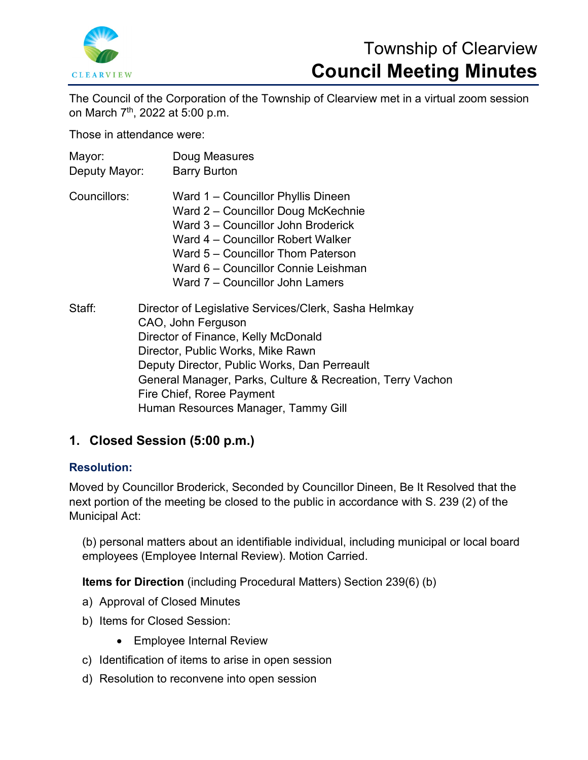# Township of Clearview
# Council Meeting Minutes

The Council of the Corporation of the Township of Clearview met in a virtual zoom session on March 7th, 2022 at 5:00 p.m.

Those in attendance were:

Mayor: Doug Measures
Deputy Mayor: Barry Burton

Councillors:
Ward 1 – Councillor Phyllis Dineen
Ward 2 – Councillor Doug McKechnie
Ward 3 – Councillor John Broderick
Ward 4 – Councillor Robert Walker
Ward 5 – Councillor Thom Paterson
Ward 6 – Councillor Connie Leishman
Ward 7 – Councillor John Lamers

Staff:
Director of Legislative Services/Clerk, Sasha Helmkay
CAO, John Ferguson
Director of Finance, Kelly McDonald
Director, Public Works, Mike Rawn
Deputy Director, Public Works, Dan Perreault
General Manager, Parks, Culture & Recreation, Terry Vachon
Fire Chief, Roree Payment
Human Resources Manager, Tammy Gill

## 1. Closed Session (5:00 p.m.)

### Resolution:

Moved by Councillor Broderick, Seconded by Councillor Dineen, Be It Resolved that the next portion of the meeting be closed to the public in accordance with S. 239 (2) of the Municipal Act:

(b) personal matters about an identifiable individual, including municipal or local board employees (Employee Internal Review). Motion Carried.

**Items for Direction** (including Procedural Matters) Section 239(6) (b)

a) Approval of Closed Minutes
b) Items for Closed Session:
   - Employee Internal Review
c) Identification of items to arise in open session
d) Resolution to reconvene into open session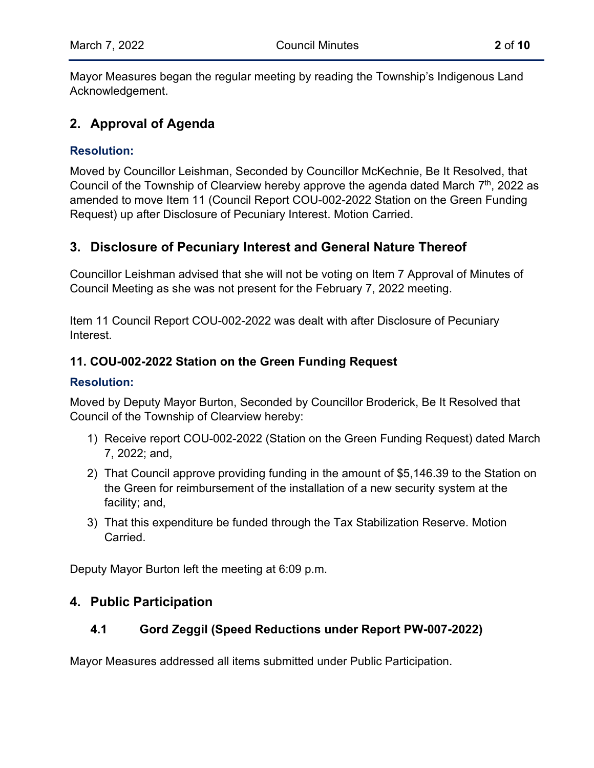Mayor Measures began the regular meeting by reading the Township's Indigenous Land Acknowledgement.

## 2. Approval of Agenda

### Resolution:

Moved by Councillor Leishman, Seconded by Councillor McKechnie, Be It Resolved, that Council of the Township of Clearview hereby approve the agenda dated March 7th, 2022 as amended to move Item 11 (Council Report COU-002-2022 Station on the Green Funding Request) up after Disclosure of Pecuniary Interest. Motion Carried.

## 3. Disclosure of Pecuniary Interest and General Nature Thereof

Councillor Leishman advised that she will not be voting on Item 7 Approval of Minutes of Council Meeting as she was not present for the February 7, 2022 meeting.

Item 11 Council Report COU-002-2022 was dealt with after Disclosure of Pecuniary Interest.

### 11. COU-002-2022 Station on the Green Funding Request

### Resolution:

Moved by Deputy Mayor Burton, Seconded by Councillor Broderick, Be It Resolved that Council of the Township of Clearview hereby:

1) Receive report COU-002-2022 (Station on the Green Funding Request) dated March 7, 2022; and,
2) That Council approve providing funding in the amount of $5,146.39 to the Station on the Green for reimbursement of the installation of a new security system at the facility; and,
3) That this expenditure be funded through the Tax Stabilization Reserve. Motion Carried.

Deputy Mayor Burton left the meeting at 6:09 p.m.

## 4. Public Participation

### 4.1 Gord Zeggil (Speed Reductions under Report PW-007-2022)

Mayor Measures addressed all items submitted under Public Participation.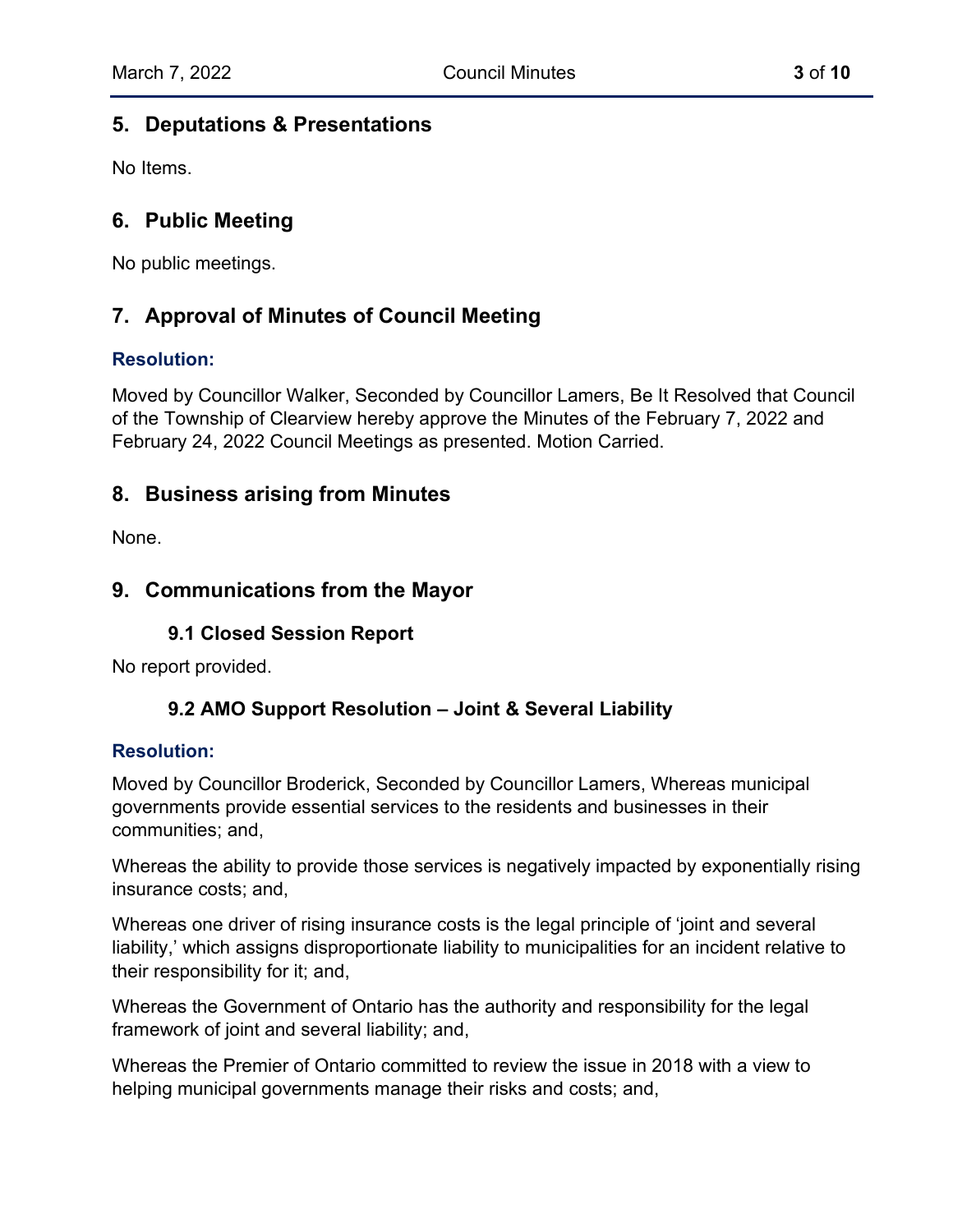## 5. Deputations & Presentations

No Items.

## 6. Public Meeting

No public meetings.

## 7. Approval of Minutes of Council Meeting

**Resolution:**

Moved by Councillor Walker, Seconded by Councillor Lamers, Be It Resolved that Council of the Township of Clearview hereby approve the Minutes of the February 7, 2022 and February 24, 2022 Council Meetings as presented. Motion Carried.

## 8. Business arising from Minutes

None.

## 9. Communications from the Mayor

### 9.1 Closed Session Report

No report provided.

### 9.2 AMO Support Resolution – Joint & Several Liability

**Resolution:**

Moved by Councillor Broderick, Seconded by Councillor Lamers, Whereas municipal governments provide essential services to the residents and businesses in their communities; and,

Whereas the ability to provide those services is negatively impacted by exponentially rising insurance costs; and,

Whereas one driver of rising insurance costs is the legal principle of 'joint and several liability,' which assigns disproportionate liability to municipalities for an incident relative to their responsibility for it; and,

Whereas the Government of Ontario has the authority and responsibility for the legal framework of joint and several liability; and,

Whereas the Premier of Ontario committed to review the issue in 2018 with a view to helping municipal governments manage their risks and costs; and,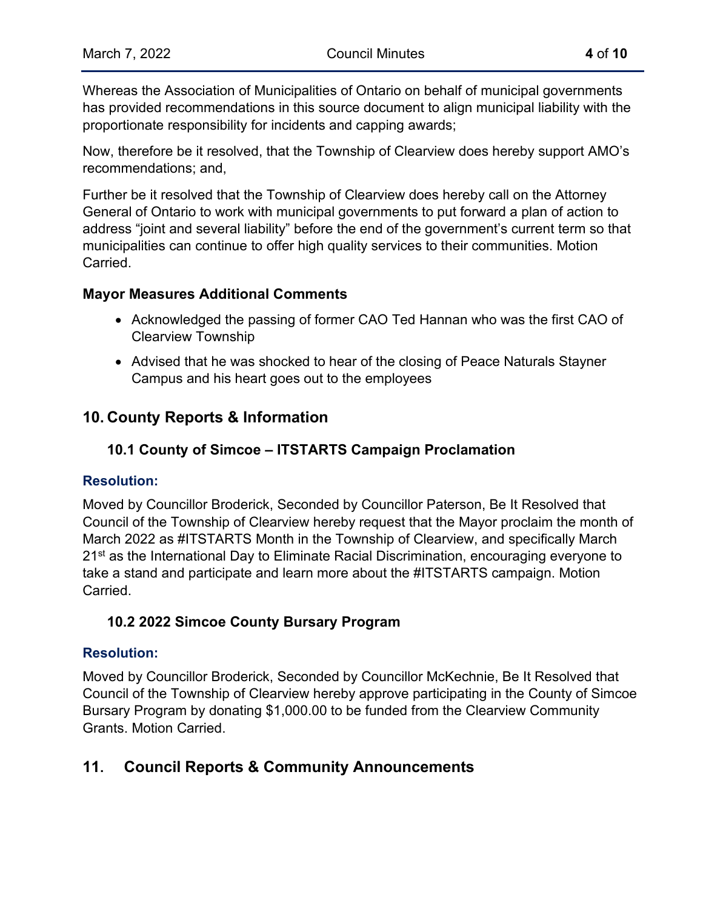Whereas the Association of Municipalities of Ontario on behalf of municipal governments has provided recommendations in this source document to align municipal liability with the proportionate responsibility for incidents and capping awards;

Now, therefore be it resolved, that the Township of Clearview does hereby support AMO's recommendations; and,

Further be it resolved that the Township of Clearview does hereby call on the Attorney General of Ontario to work with municipal governments to put forward a plan of action to address "joint and several liability" before the end of the government's current term so that municipalities can continue to offer high quality services to their communities. Motion Carried.

### Mayor Measures Additional Comments

- Acknowledged the passing of former CAO Ted Hannan who was the first CAO of Clearview Township
- Advised that he was shocked to hear of the closing of Peace Naturals Stayner Campus and his heart goes out to the employees

## 10. County Reports & Information

### 10.1 County of Simcoe – ITSTARTS Campaign Proclamation

**Resolution:**

Moved by Councillor Broderick, Seconded by Councillor Paterson, Be It Resolved that Council of the Township of Clearview hereby request that the Mayor proclaim the month of March 2022 as #ITSTARTS Month in the Township of Clearview, and specifically March 21st as the International Day to Eliminate Racial Discrimination, encouraging everyone to take a stand and participate and learn more about the #ITSTARTS campaign. Motion Carried.

### 10.2 2022 Simcoe County Bursary Program

**Resolution:**

Moved by Councillor Broderick, Seconded by Councillor McKechnie, Be It Resolved that Council of the Township of Clearview hereby approve participating in the County of Simcoe Bursary Program by donating $1,000.00 to be funded from the Clearview Community Grants. Motion Carried.

## 11. Council Reports & Community Announcements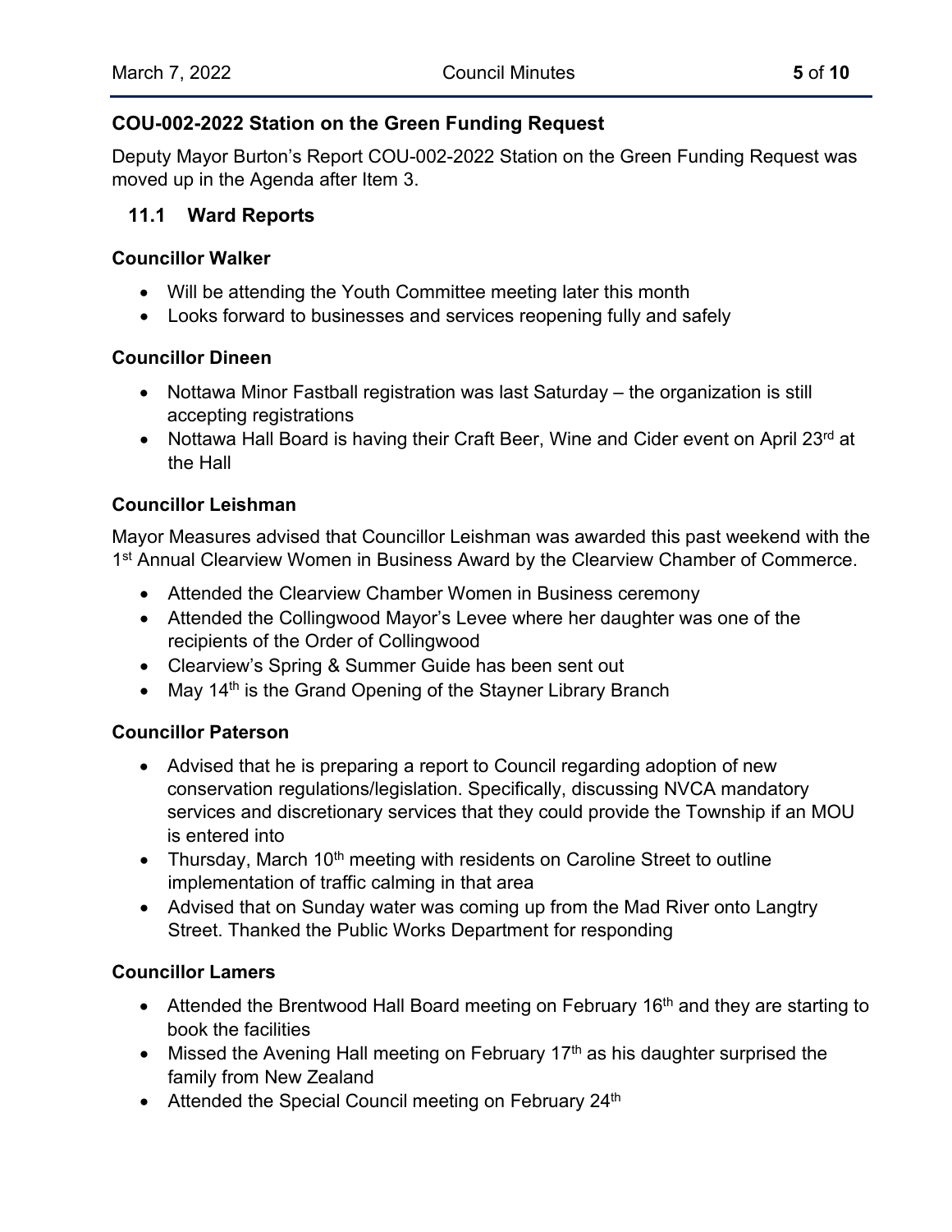### COU-002-2022 Station on the Green Funding Request

Deputy Mayor Burton's Report COU-002-2022 Station on the Green Funding Request was moved up in the Agenda after Item 3.

## 11.1 Ward Reports

### Councillor Walker

- Will be attending the Youth Committee meeting later this month
- Looks forward to businesses and services reopening fully and safely

### Councillor Dineen

- Nottawa Minor Fastball registration was last Saturday – the organization is still accepting registrations
- Nottawa Hall Board is having their Craft Beer, Wine and Cider event on April 23rd at the Hall

### Councillor Leishman

Mayor Measures advised that Councillor Leishman was awarded this past weekend with the 1st Annual Clearview Women in Business Award by the Clearview Chamber of Commerce.

- Attended the Clearview Chamber Women in Business ceremony
- Attended the Collingwood Mayor's Levee where her daughter was one of the recipients of the Order of Collingwood
- Clearview's Spring & Summer Guide has been sent out
- May 14th is the Grand Opening of the Stayner Library Branch

### Councillor Paterson

- Advised that he is preparing a report to Council regarding adoption of new conservation regulations/legislation. Specifically, discussing NVCA mandatory services and discretionary services that they could provide the Township if an MOU is entered into
- Thursday, March 10th meeting with residents on Caroline Street to outline implementation of traffic calming in that area
- Advised that on Sunday water was coming up from the Mad River onto Langtry Street. Thanked the Public Works Department for responding

### Councillor Lamers

- Attended the Brentwood Hall Board meeting on February 16th and they are starting to book the facilities
- Missed the Avening Hall meeting on February 17th as his daughter surprised the family from New Zealand
- Attended the Special Council meeting on February 24th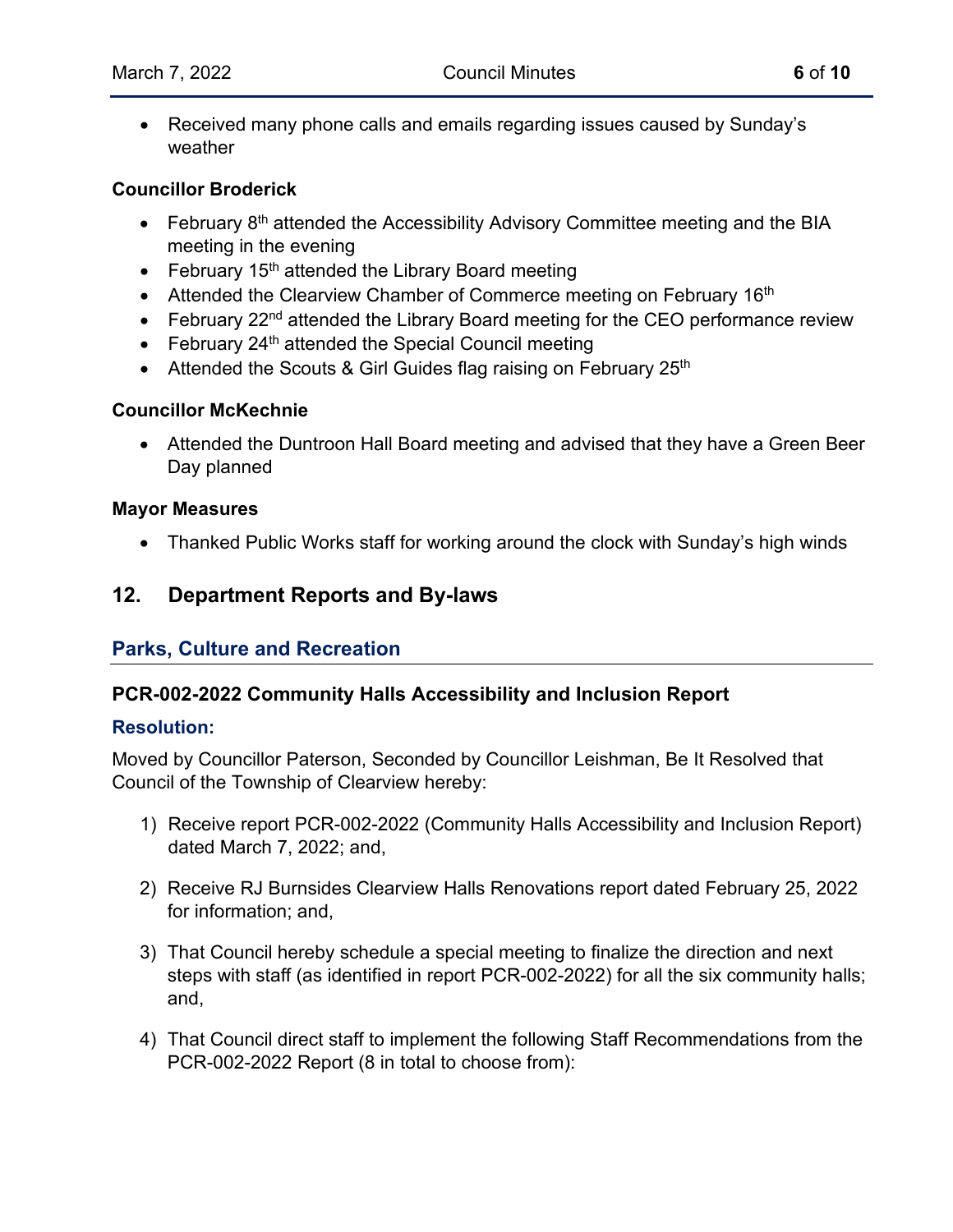- Received many phone calls and emails regarding issues caused by Sunday's weather

**Councillor Broderick**

- February 8th attended the Accessibility Advisory Committee meeting and the BIA meeting in the evening
- February 15th attended the Library Board meeting
- Attended the Clearview Chamber of Commerce meeting on February 16th
- February 22nd attended the Library Board meeting for the CEO performance review
- February 24th attended the Special Council meeting
- Attended the Scouts & Girl Guides flag raising on February 25th

**Councillor McKechnie**

- Attended the Duntroon Hall Board meeting and advised that they have a Green Beer Day planned

**Mayor Measures**

- Thanked Public Works staff for working around the clock with Sunday's high winds

## 12. Department Reports and By-laws

### Parks, Culture and Recreation

#### PCR-002-2022 Community Halls Accessibility and Inclusion Report

**Resolution:**

Moved by Councillor Paterson, Seconded by Councillor Leishman, Be It Resolved that Council of the Township of Clearview hereby:

1) Receive report PCR-002-2022 (Community Halls Accessibility and Inclusion Report) dated March 7, 2022; and,

2) Receive RJ Burnsides Clearview Halls Renovations report dated February 25, 2022 for information; and,

3) That Council hereby schedule a special meeting to finalize the direction and next steps with staff (as identified in report PCR-002-2022) for all the six community halls; and,

4) That Council direct staff to implement the following Staff Recommendations from the PCR-002-2022 Report (8 in total to choose from):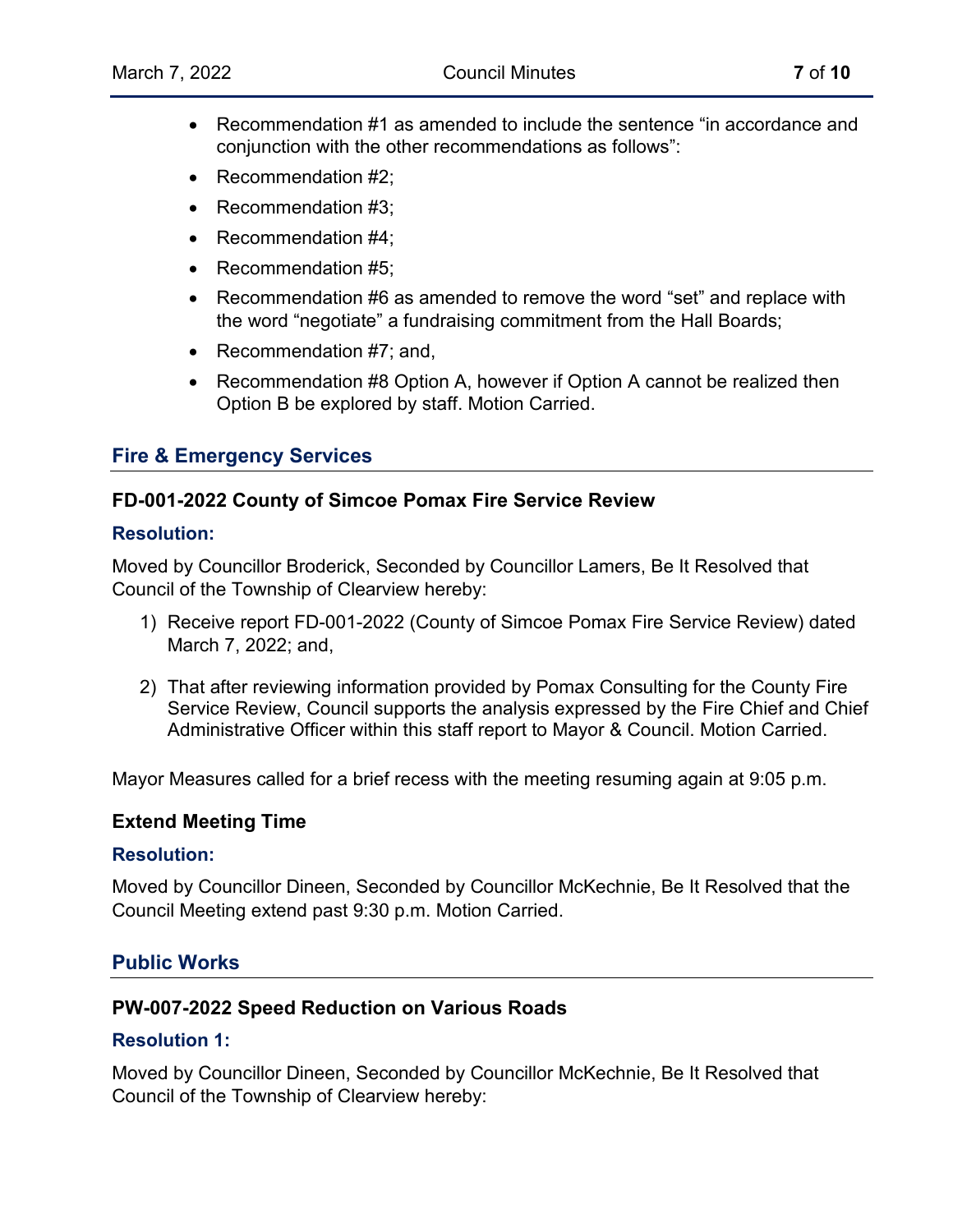- Recommendation #1 as amended to include the sentence “in accordance and conjunction with the other recommendations as follows”:
- Recommendation #2;
- Recommendation #3;
- Recommendation #4;
- Recommendation #5;
- Recommendation #6 as amended to remove the word “set” and replace with the word “negotiate” a fundraising commitment from the Hall Boards;
- Recommendation #7; and,
- Recommendation #8 Option A, however if Option A cannot be realized then Option B be explored by staff. Motion Carried.

## Fire & Emergency Services

### FD-001-2022 County of Simcoe Pomax Fire Service Review

**Resolution:**

Moved by Councillor Broderick, Seconded by Councillor Lamers, Be It Resolved that Council of the Township of Clearview hereby:

1) Receive report FD-001-2022 (County of Simcoe Pomax Fire Service Review) dated March 7, 2022; and,
2) That after reviewing information provided by Pomax Consulting for the County Fire Service Review, Council supports the analysis expressed by the Fire Chief and Chief Administrative Officer within this staff report to Mayor & Council. Motion Carried.

Mayor Measures called for a brief recess with the meeting resuming again at 9:05 p.m.

### Extend Meeting Time

**Resolution:**

Moved by Councillor Dineen, Seconded by Councillor McKechnie, Be It Resolved that the Council Meeting extend past 9:30 p.m. Motion Carried.

## Public Works

### PW-007-2022 Speed Reduction on Various Roads

**Resolution 1:**

Moved by Councillor Dineen, Seconded by Councillor McKechnie, Be It Resolved that Council of the Township of Clearview hereby: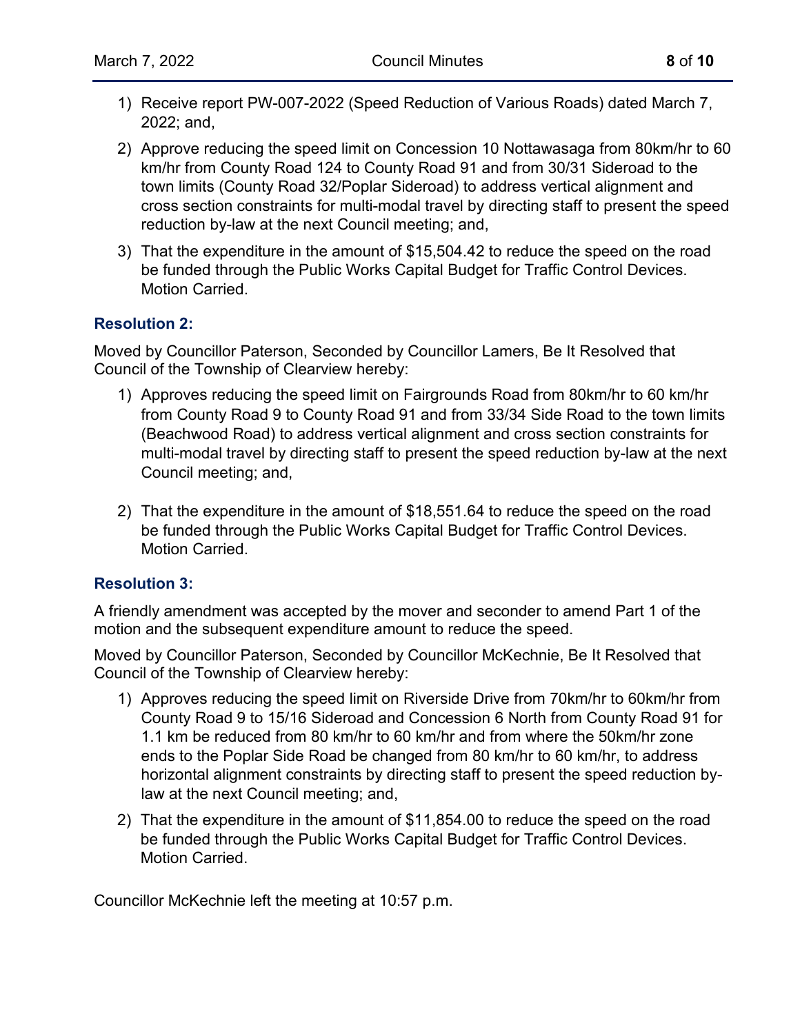1) Receive report PW-007-2022 (Speed Reduction of Various Roads) dated March 7, 2022; and,
2) Approve reducing the speed limit on Concession 10 Nottawasaga from 80km/hr to 60 km/hr from County Road 124 to County Road 91 and from 30/31 Sideroad to the town limits (County Road 32/Poplar Sideroad) to address vertical alignment and cross section constraints for multi-modal travel by directing staff to present the speed reduction by-law at the next Council meeting; and,
3) That the expenditure in the amount of $15,504.42 to reduce the speed on the road be funded through the Public Works Capital Budget for Traffic Control Devices. Motion Carried.

### Resolution 2:

Moved by Councillor Paterson, Seconded by Councillor Lamers, Be It Resolved that Council of the Township of Clearview hereby:

1) Approves reducing the speed limit on Fairgrounds Road from 80km/hr to 60 km/hr from County Road 9 to County Road 91 and from 33/34 Side Road to the town limits (Beachwood Road) to address vertical alignment and cross section constraints for multi-modal travel by directing staff to present the speed reduction by-law at the next Council meeting; and,
2) That the expenditure in the amount of $18,551.64 to reduce the speed on the road be funded through the Public Works Capital Budget for Traffic Control Devices. Motion Carried.

### Resolution 3:

A friendly amendment was accepted by the mover and seconder to amend Part 1 of the motion and the subsequent expenditure amount to reduce the speed.

Moved by Councillor Paterson, Seconded by Councillor McKechnie, Be It Resolved that Council of the Township of Clearview hereby:

1) Approves reducing the speed limit on Riverside Drive from 70km/hr to 60km/hr from County Road 9 to 15/16 Sideroad and Concession 6 North from County Road 91 for 1.1 km be reduced from 80 km/hr to 60 km/hr and from where the 50km/hr zone ends to the Poplar Side Road be changed from 80 km/hr to 60 km/hr, to address horizontal alignment constraints by directing staff to present the speed reduction by-law at the next Council meeting; and,
2) That the expenditure in the amount of $11,854.00 to reduce the speed on the road be funded through the Public Works Capital Budget for Traffic Control Devices. Motion Carried.

Councillor McKechnie left the meeting at 10:57 p.m.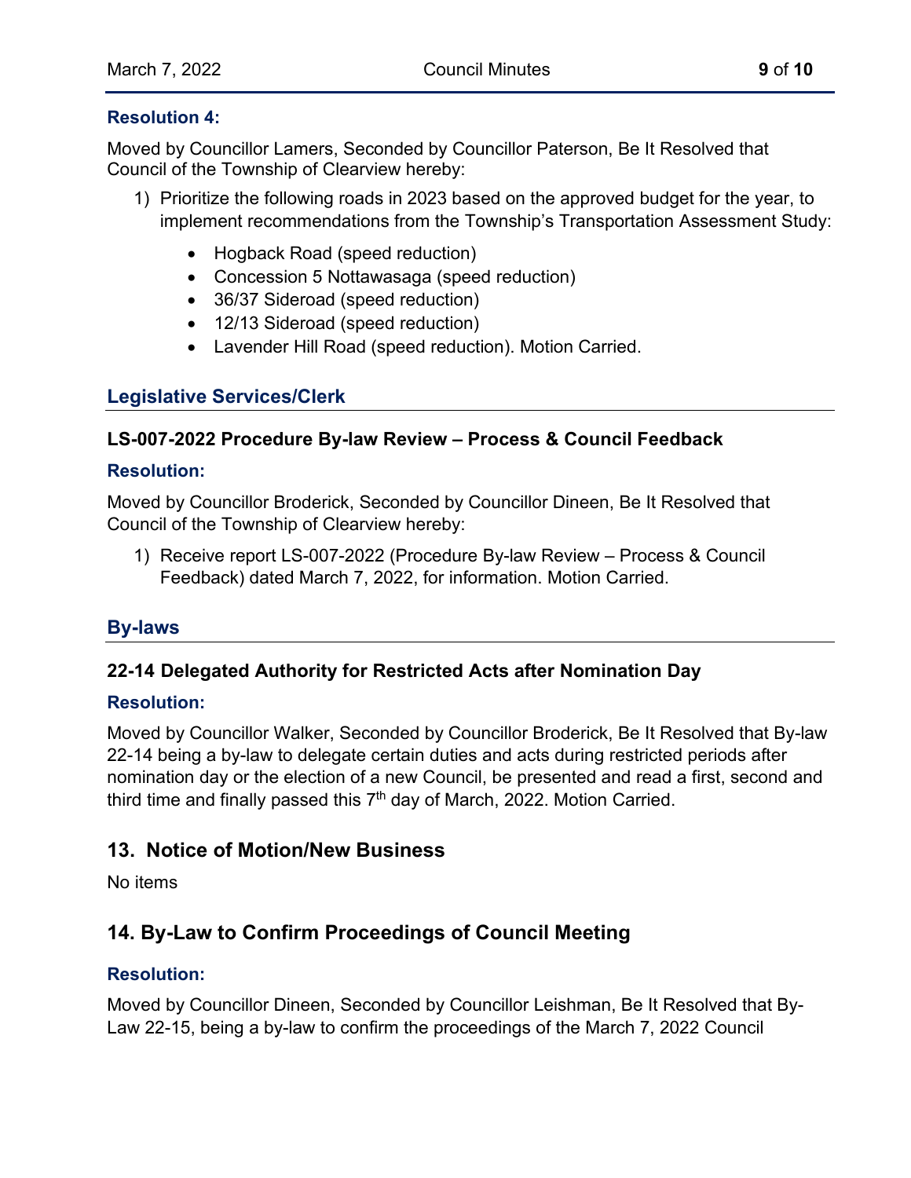### Resolution 4:

Moved by Councillor Lamers, Seconded by Councillor Paterson, Be It Resolved that Council of the Township of Clearview hereby:

1) Prioritize the following roads in 2023 based on the approved budget for the year, to implement recommendations from the Township's Transportation Assessment Study:

    - Hogback Road (speed reduction)
    - Concession 5 Nottawasaga (speed reduction)
    - 36/37 Sideroad (speed reduction)
    - 12/13 Sideroad (speed reduction)
    - Lavender Hill Road (speed reduction). Motion Carried.

## Legislative Services/Clerk

### LS-007-2022 Procedure By-law Review – Process & Council Feedback

### Resolution:

Moved by Councillor Broderick, Seconded by Councillor Dineen, Be It Resolved that Council of the Township of Clearview hereby:

1) Receive report LS-007-2022 (Procedure By-law Review – Process & Council Feedback) dated March 7, 2022, for information. Motion Carried.

## By-laws

### 22-14 Delegated Authority for Restricted Acts after Nomination Day

### Resolution:

Moved by Councillor Walker, Seconded by Councillor Broderick, Be It Resolved that By-law 22-14 being a by-law to delegate certain duties and acts during restricted periods after nomination day or the election of a new Council, be presented and read a first, second and third time and finally passed this 7th day of March, 2022. Motion Carried.

## 13. Notice of Motion/New Business

No items

## 14. By-Law to Confirm Proceedings of Council Meeting

### Resolution:

Moved by Councillor Dineen, Seconded by Councillor Leishman, Be It Resolved that By-Law 22-15, being a by-law to confirm the proceedings of the March 7, 2022 Council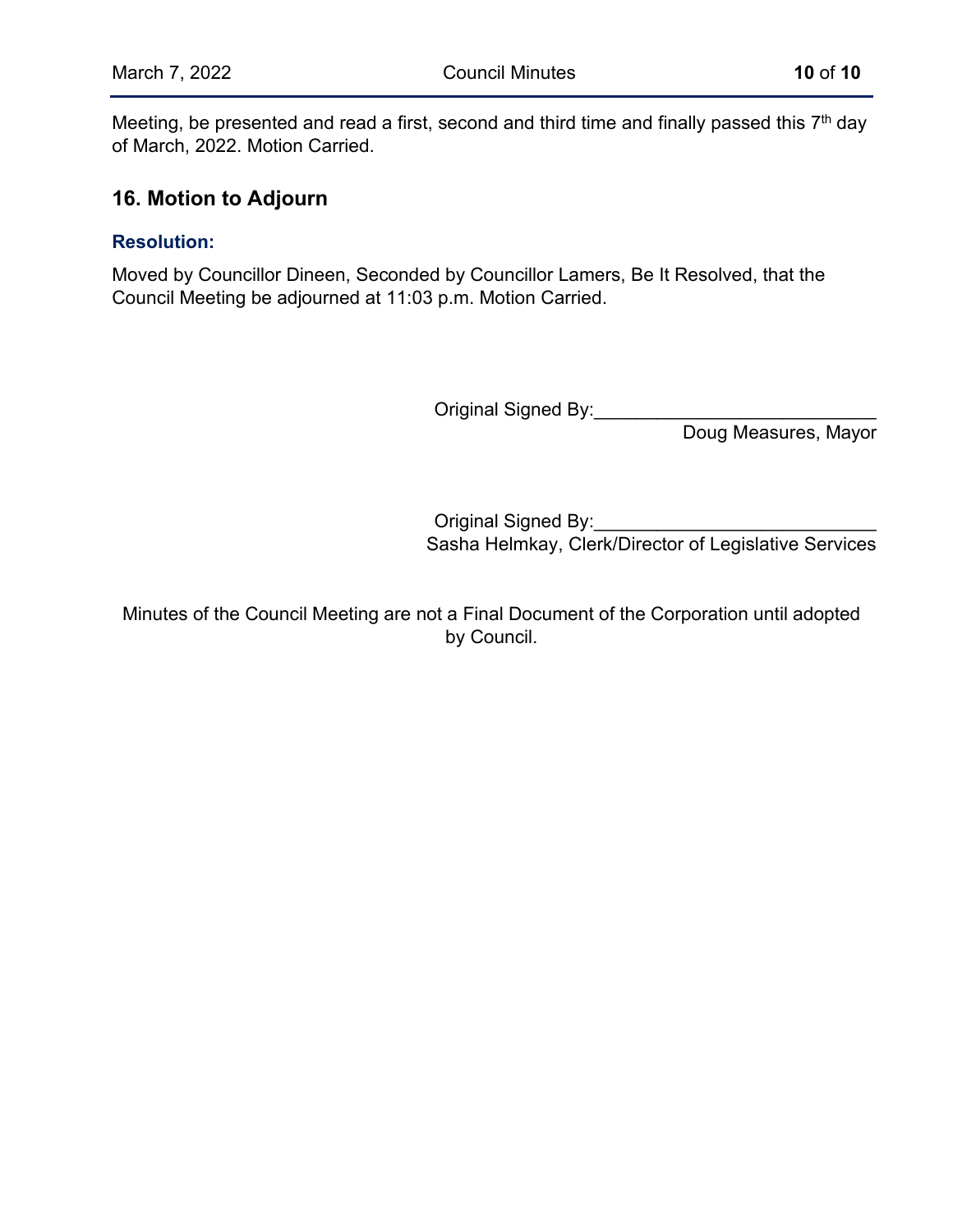Meeting, be presented and read a first, second and third time and finally passed this 7th day of March, 2022. Motion Carried.

## 16. Motion to Adjourn

**Resolution:**

Moved by Councillor Dineen, Seconded by Councillor Lamers, Be It Resolved, that the Council Meeting be adjourned at 11:03 p.m. Motion Carried.

Original Signed By:___________________________
Doug Measures, Mayor

Original Signed By:___________________________
Sasha Helmkay, Clerk/Director of Legislative Services

Minutes of the Council Meeting are not a Final Document of the Corporation until adopted by Council.